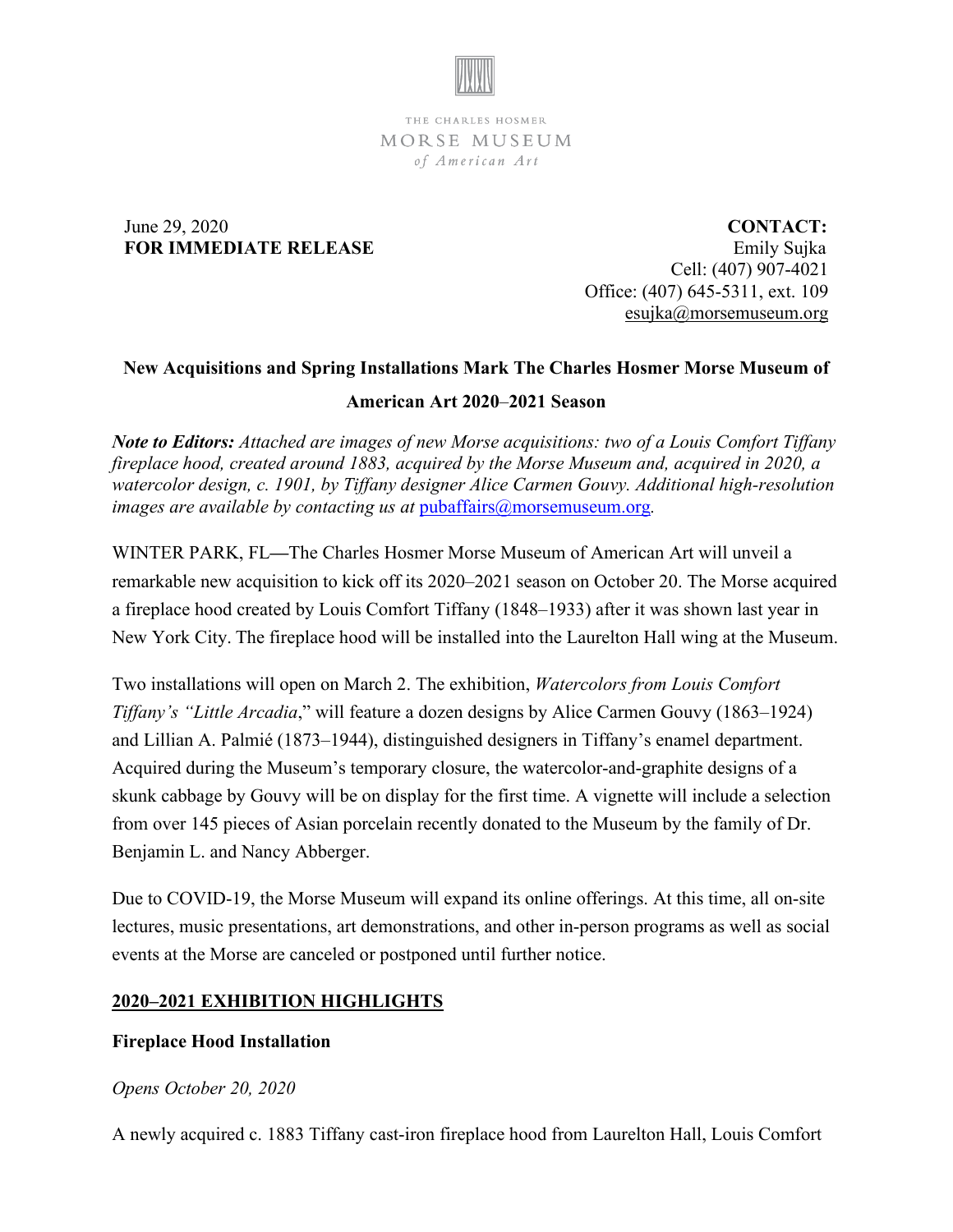THE CHARLES HOSMER
MORSE MUSEUM
*of American Art*

June 29, 2020
**FOR IMMEDIATE RELEASE**

**CONTACT:**
Emily Sujka
Cell: (407) 907-4021
Office: (407) 645-5311, ext. 109
esujka@morsemuseum.org

**New Acquisitions and Spring Installations Mark The Charles Hosmer Morse Museum of American Art 2020–2021 Season**

***Note to Editors:*** *Attached are images of new Morse acquisitions: two of a Louis Comfort Tiffany fireplace hood, created around 1883, acquired by the Morse Museum and, acquired in 2020, a watercolor design, c. 1901, by Tiffany designer Alice Carmen Gouvy. Additional high-resolution images are available by contacting us at* pubaffairs@morsemuseum.org*.*

WINTER PARK, FL—The Charles Hosmer Morse Museum of American Art will unveil a remarkable new acquisition to kick off its 2020–2021 season on October 20. The Morse acquired a fireplace hood created by Louis Comfort Tiffany (1848–1933) after it was shown last year in New York City. The fireplace hood will be installed into the Laurelton Hall wing at the Museum.

Two installations will open on March 2. The exhibition, *Watercolors from Louis Comfort Tiffany's "Little Arcadia*," will feature a dozen designs by Alice Carmen Gouvy (1863–1924) and Lillian A. Palmié (1873–1944), distinguished designers in Tiffany's enamel department. Acquired during the Museum's temporary closure, the watercolor-and-graphite designs of a skunk cabbage by Gouvy will be on display for the first time. A vignette will include a selection from over 145 pieces of Asian porcelain recently donated to the Museum by the family of Dr. Benjamin L. and Nancy Abberger.

Due to COVID-19, the Morse Museum will expand its online offerings. At this time, all on-site lectures, music presentations, art demonstrations, and other in-person programs as well as social events at the Morse are canceled or postponed until further notice.

## 2020–2021 EXHIBITION HIGHLIGHTS

### Fireplace Hood Installation

*Opens October 20, 2020*

A newly acquired c. 1883 Tiffany cast-iron fireplace hood from Laurelton Hall, Louis Comfort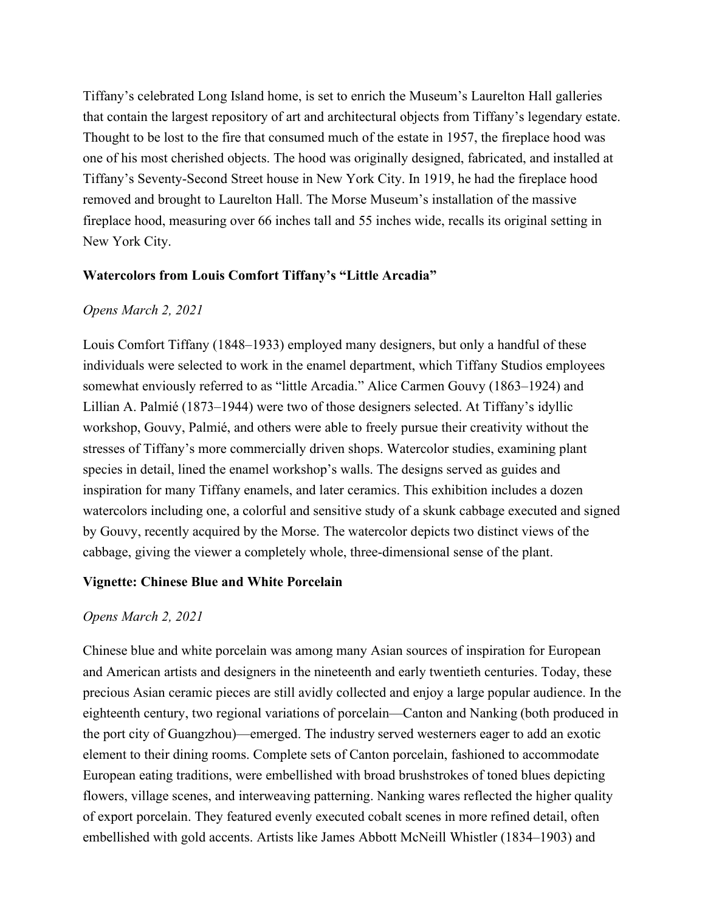Tiffany's celebrated Long Island home, is set to enrich the Museum's Laurelton Hall galleries that contain the largest repository of art and architectural objects from Tiffany's legendary estate. Thought to be lost to the fire that consumed much of the estate in 1957, the fireplace hood was one of his most cherished objects. The hood was originally designed, fabricated, and installed at Tiffany's Seventy-Second Street house in New York City. In 1919, he had the fireplace hood removed and brought to Laurelton Hall. The Morse Museum's installation of the massive fireplace hood, measuring over 66 inches tall and 55 inches wide, recalls its original setting in New York City.

**Watercolors from Louis Comfort Tiffany's "Little Arcadia"**

*Opens March 2, 2021*

Louis Comfort Tiffany (1848–1933) employed many designers, but only a handful of these individuals were selected to work in the enamel department, which Tiffany Studios employees somewhat enviously referred to as "little Arcadia." Alice Carmen Gouvy (1863–1924) and Lillian A. Palmié (1873–1944) were two of those designers selected. At Tiffany's idyllic workshop, Gouvy, Palmié, and others were able to freely pursue their creativity without the stresses of Tiffany's more commercially driven shops. Watercolor studies, examining plant species in detail, lined the enamel workshop's walls. The designs served as guides and inspiration for many Tiffany enamels, and later ceramics. This exhibition includes a dozen watercolors including one, a colorful and sensitive study of a skunk cabbage executed and signed by Gouvy, recently acquired by the Morse. The watercolor depicts two distinct views of the cabbage, giving the viewer a completely whole, three-dimensional sense of the plant.

**Vignette: Chinese Blue and White Porcelain**

*Opens March 2, 2021*

Chinese blue and white porcelain was among many Asian sources of inspiration for European and American artists and designers in the nineteenth and early twentieth centuries. Today, these precious Asian ceramic pieces are still avidly collected and enjoy a large popular audience. In the eighteenth century, two regional variations of porcelain—Canton and Nanking (both produced in the port city of Guangzhou)—emerged. The industry served westerners eager to add an exotic element to their dining rooms. Complete sets of Canton porcelain, fashioned to accommodate European eating traditions, were embellished with broad brushstrokes of toned blues depicting flowers, village scenes, and interweaving patterning. Nanking wares reflected the higher quality of export porcelain. They featured evenly executed cobalt scenes in more refined detail, often embellished with gold accents. Artists like James Abbott McNeill Whistler (1834–1903) and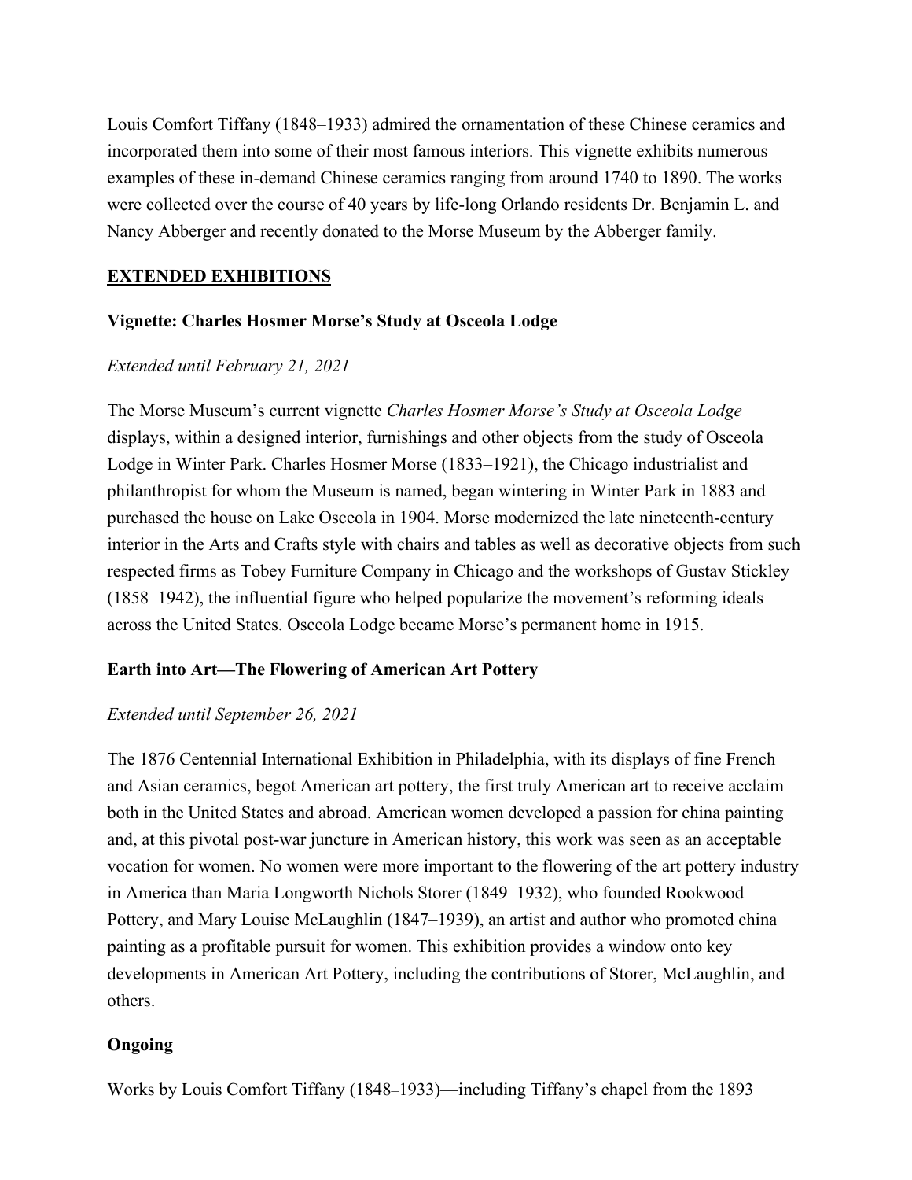Louis Comfort Tiffany (1848–1933) admired the ornamentation of these Chinese ceramics and incorporated them into some of their most famous interiors. This vignette exhibits numerous examples of these in-demand Chinese ceramics ranging from around 1740 to 1890. The works were collected over the course of 40 years by life-long Orlando residents Dr. Benjamin L. and Nancy Abberger and recently donated to the Morse Museum by the Abberger family.

## EXTENDED EXHIBITIONS

### Vignette: Charles Hosmer Morse's Study at Osceola Lodge

*Extended until February 21, 2021*

The Morse Museum's current vignette *Charles Hosmer Morse's Study at Osceola Lodge* displays, within a designed interior, furnishings and other objects from the study of Osceola Lodge in Winter Park. Charles Hosmer Morse (1833–1921), the Chicago industrialist and philanthropist for whom the Museum is named, began wintering in Winter Park in 1883 and purchased the house on Lake Osceola in 1904. Morse modernized the late nineteenth-century interior in the Arts and Crafts style with chairs and tables as well as decorative objects from such respected firms as Tobey Furniture Company in Chicago and the workshops of Gustav Stickley (1858–1942), the influential figure who helped popularize the movement's reforming ideals across the United States. Osceola Lodge became Morse's permanent home in 1915.

### Earth into Art—The Flowering of American Art Pottery

*Extended until September 26, 2021*

The 1876 Centennial International Exhibition in Philadelphia, with its displays of fine French and Asian ceramics, begot American art pottery, the first truly American art to receive acclaim both in the United States and abroad. American women developed a passion for china painting and, at this pivotal post-war juncture in American history, this work was seen as an acceptable vocation for women. No women were more important to the flowering of the art pottery industry in America than Maria Longworth Nichols Storer (1849–1932), who founded Rookwood Pottery, and Mary Louise McLaughlin (1847–1939), an artist and author who promoted china painting as a profitable pursuit for women. This exhibition provides a window onto key developments in American Art Pottery, including the contributions of Storer, McLaughlin, and others.

### Ongoing

Works by Louis Comfort Tiffany (1848–1933)—including Tiffany's chapel from the 1893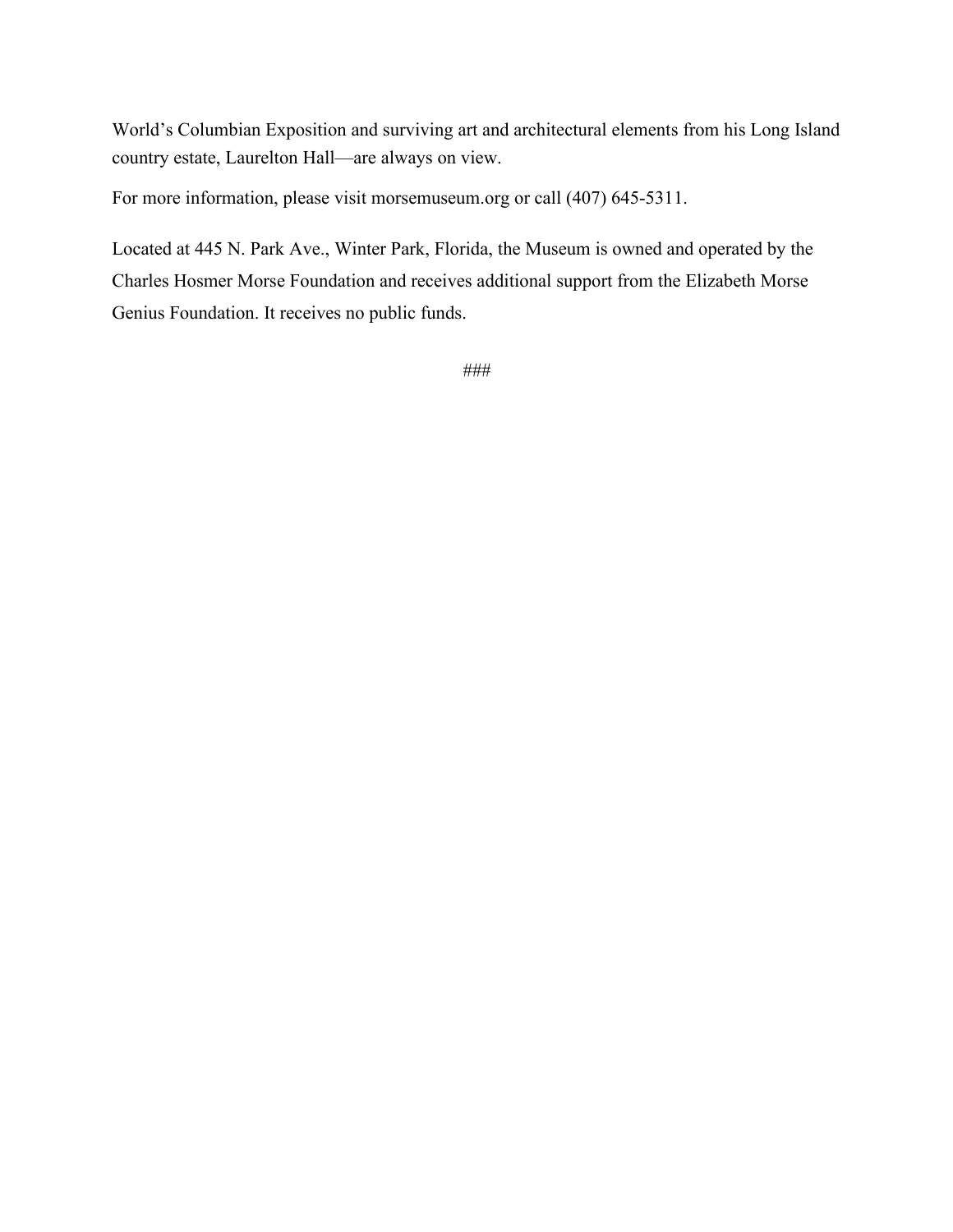World's Columbian Exposition and surviving art and architectural elements from his Long Island country estate, Laurelton Hall—are always on view.

For more information, please visit morsemuseum.org or call (407) 645-5311.

Located at 445 N. Park Ave., Winter Park, Florida, the Museum is owned and operated by the Charles Hosmer Morse Foundation and receives additional support from the Elizabeth Morse Genius Foundation. It receives no public funds.

###